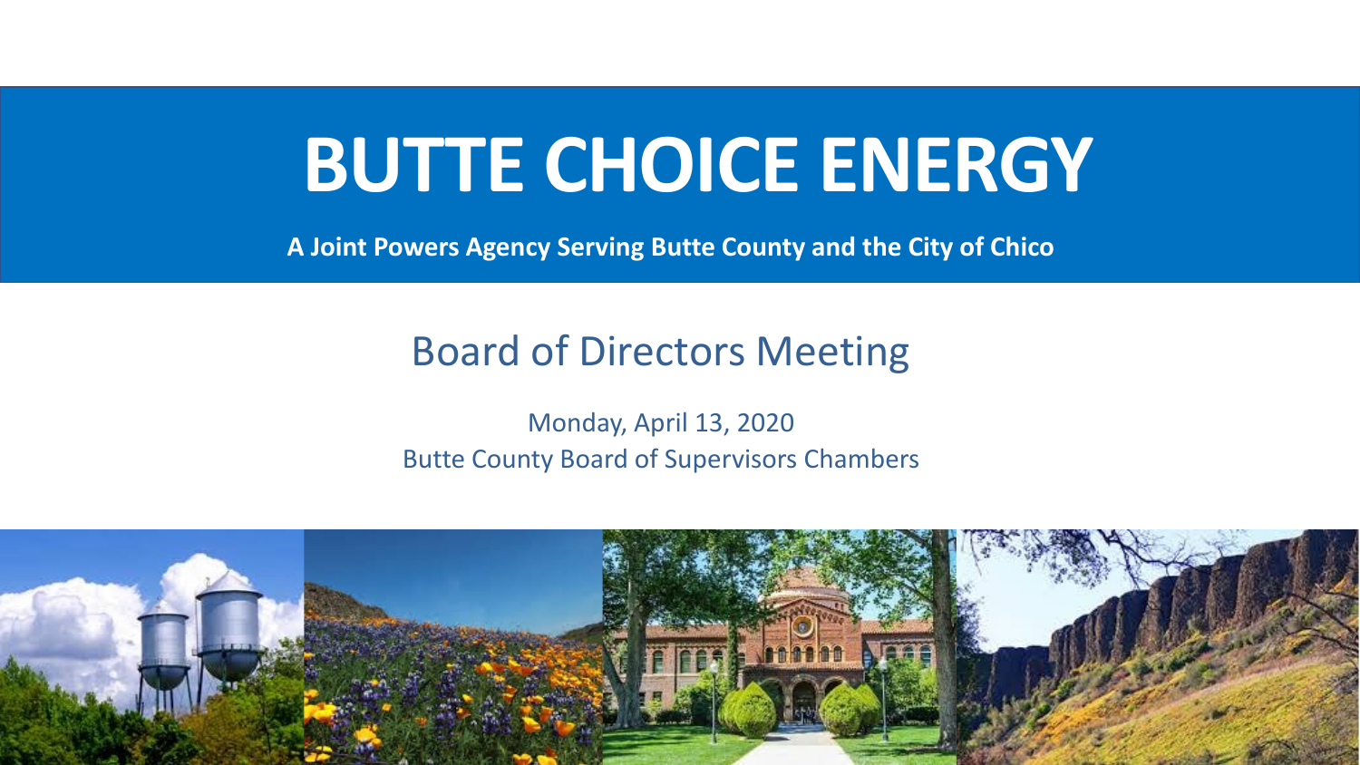# BUTTE CHOICE ENERGY

**A Joint Powers Agency Serving Butte County and the City of Chico**

## Board of Directors Meeting

Monday, April 13, 2020
Butte County Board of Supervisors Chambers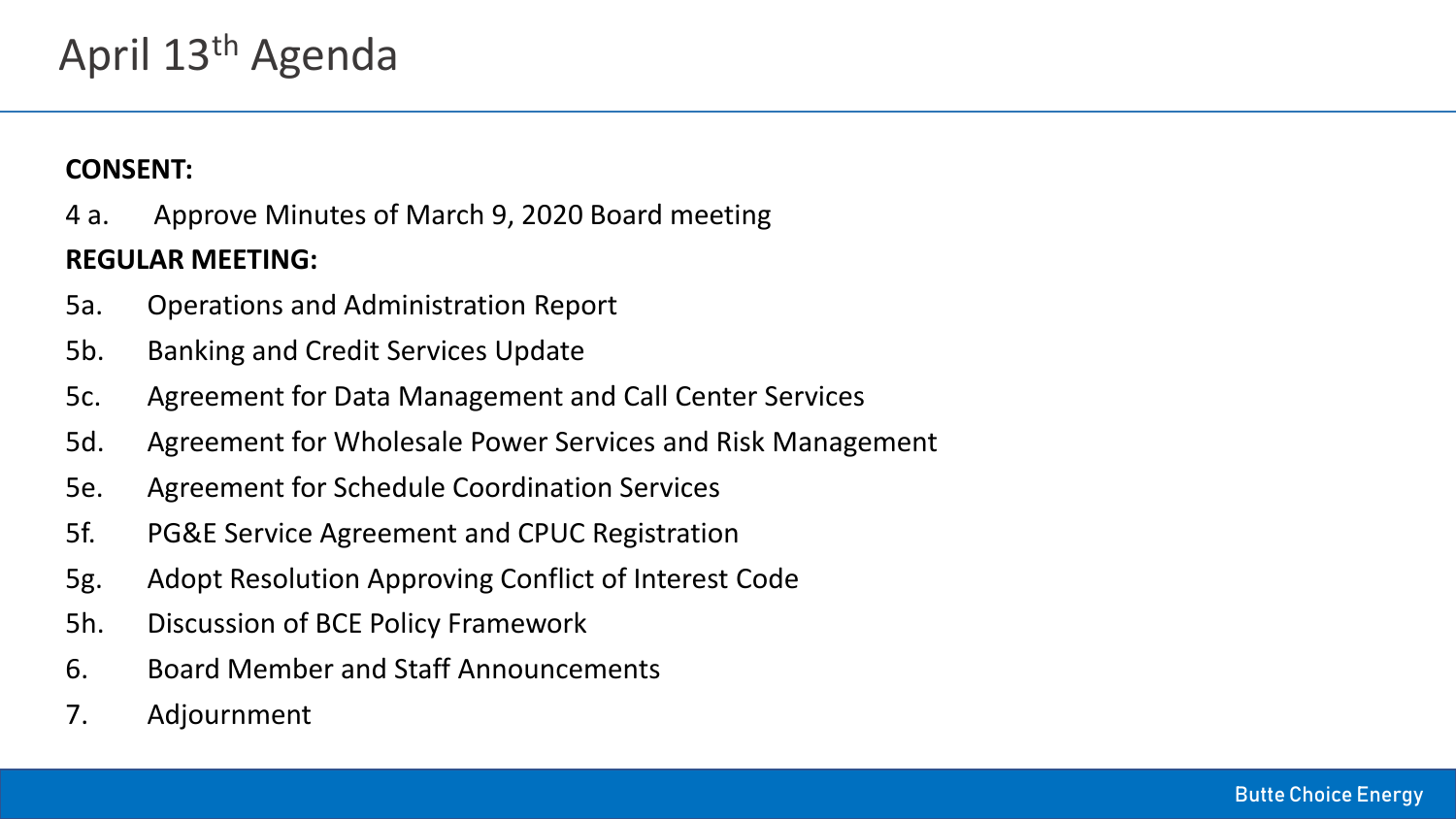# April 13th Agenda

**CONSENT:**

4 a. Approve Minutes of March 9, 2020 Board meeting

**REGULAR MEETING:**

5a. Operations and Administration Report

5b. Banking and Credit Services Update

5c. Agreement for Data Management and Call Center Services

5d. Agreement for Wholesale Power Services and Risk Management

5e. Agreement for Schedule Coordination Services

5f. PG&E Service Agreement and CPUC Registration

5g. Adopt Resolution Approving Conflict of Interest Code

5h. Discussion of BCE Policy Framework

6. Board Member and Staff Announcements

7. Adjournment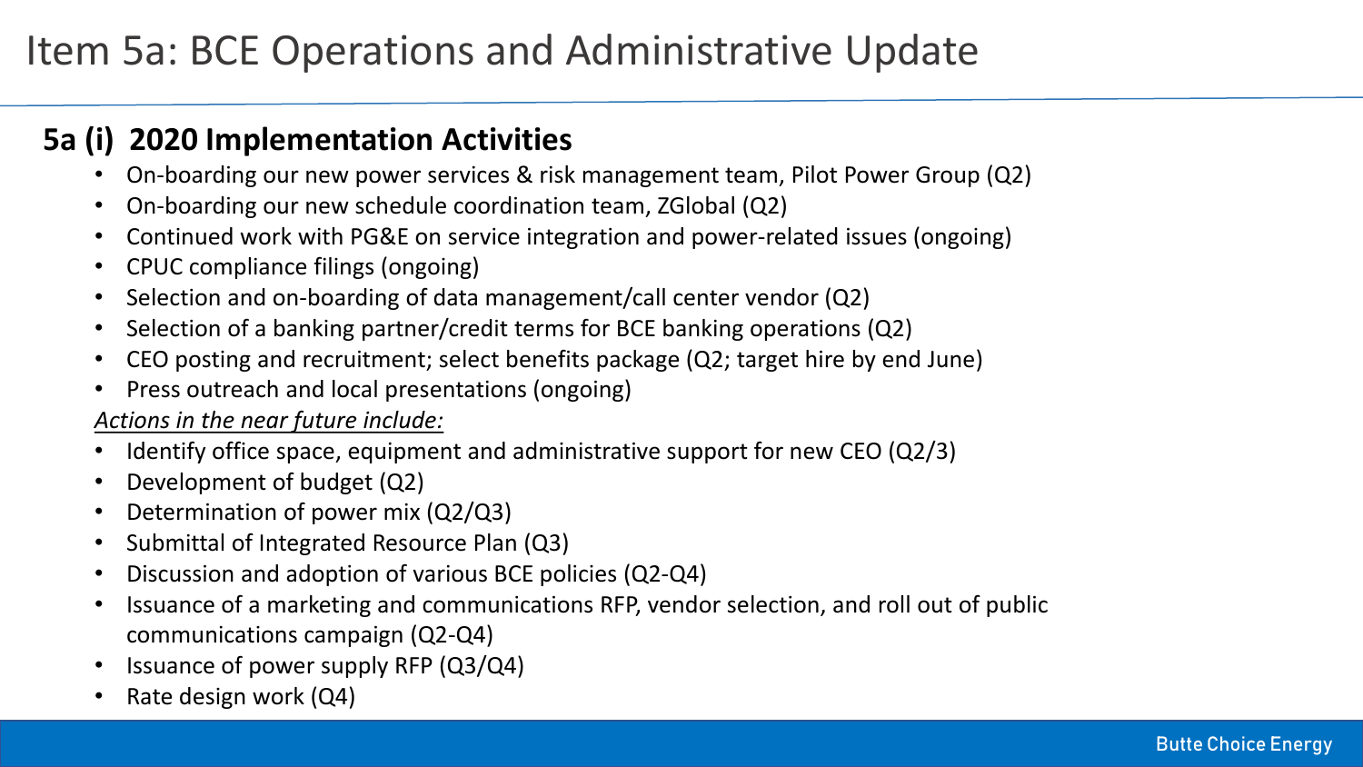# Item 5a: BCE Operations and Administrative Update

## 5a (i) 2020 Implementation Activities

- On-boarding our new power services & risk management team, Pilot Power Group (Q2)
- On-boarding our new schedule coordination team, ZGlobal (Q2)
- Continued work with PG&E on service integration and power-related issues (ongoing)
- CPUC compliance filings (ongoing)
- Selection and on-boarding of data management/call center vendor (Q2)
- Selection of a banking partner/credit terms for BCE banking operations (Q2)
- CEO posting and recruitment; select benefits package (Q2; target hire by end June)
- Press outreach and local presentations (ongoing)

*Actions in the near future include:*

- Identify office space, equipment and administrative support for new CEO (Q2/3)
- Development of budget (Q2)
- Determination of power mix (Q2/Q3)
- Submittal of Integrated Resource Plan (Q3)
- Discussion and adoption of various BCE policies (Q2-Q4)
- Issuance of a marketing and communications RFP, vendor selection, and roll out of public communications campaign (Q2-Q4)
- Issuance of power supply RFP (Q3/Q4)
- Rate design work (Q4)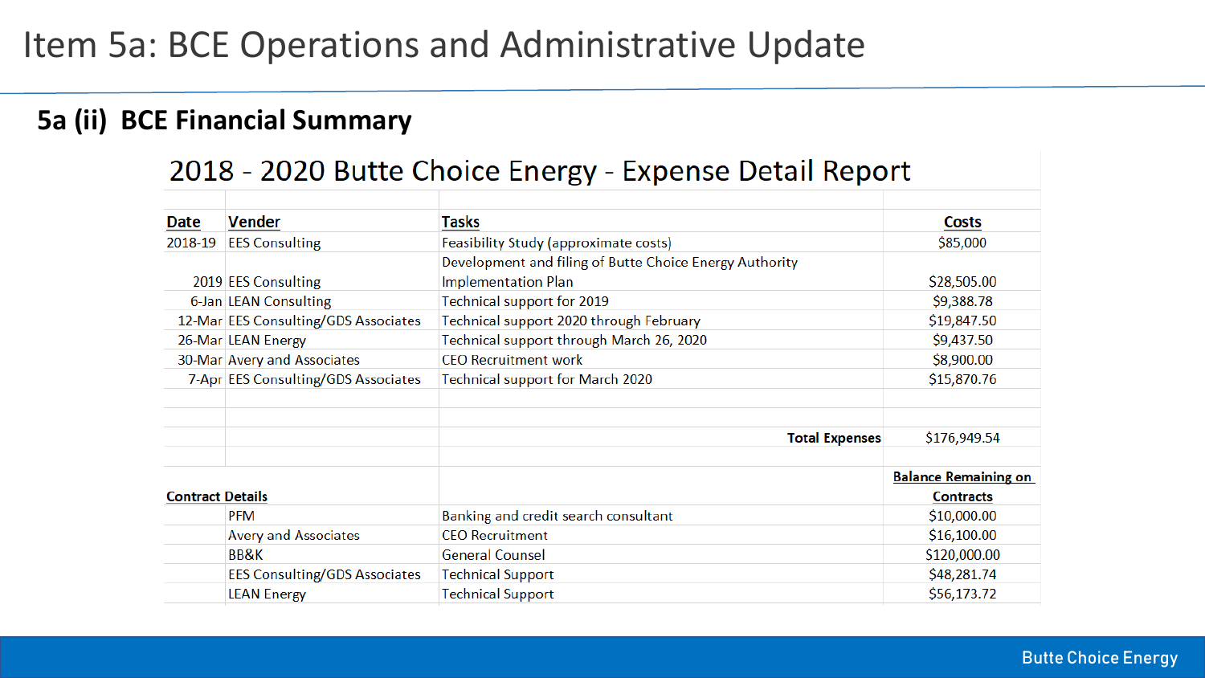# Item 5a: BCE Operations and Administrative Update

## 5a (ii) BCE Financial Summary

### 2018 - 2020 Butte Choice Energy - Expense Detail Report

| **Date** | **Vender** | **Tasks** | **Costs** |
|---|---|---|---|
| 2018-19 | EES Consulting | Feasibility Study (approximate costs) | $85,000 |
| 2019 | EES Consulting | Development and filing of Butte Choice Energy Authority Implementation Plan | $28,505.00 |
| 6-Jan | LEAN Consulting | Technical support for 2019 | $9,388.78 |
| 12-Mar | EES Consulting/GDS Associates | Technical support 2020 through February | $19,847.50 |
| 26-Mar | LEAN Energy | Technical support through March 26, 2020 | $9,437.50 |
| 30-Mar | Avery and Associates | CEO Recruitment work | $8,900.00 |
| 7-Apr | EES Consulting/GDS Associates | Technical support for March 2020 | $15,870.76 |
| | | | |
| | | | |
| | | **Total Expenses** | $176,949.54 |
| | | | |
| **Contract Details** | | | **Balance Remaining on Contracts** |
| | PFM | Banking and credit search consultant | $10,000.00 |
| | Avery and Associates | CEO Recruitment | $16,100.00 |
| | BB&K | General Counsel | $120,000.00 |
| | EES Consulting/GDS Associates | Technical Support | $48,281.74 |
| | LEAN Energy | Technical Support | $56,173.72 |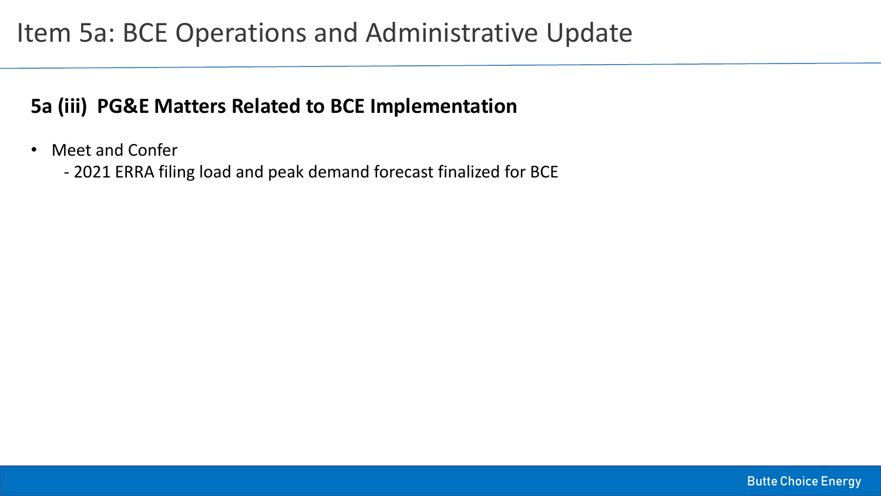# Item 5a: BCE Operations and Administrative Update

## 5a (iii) PG&E Matters Related to BCE Implementation

- Meet and Confer
  - 2021 ERRA filing load and peak demand forecast finalized for BCE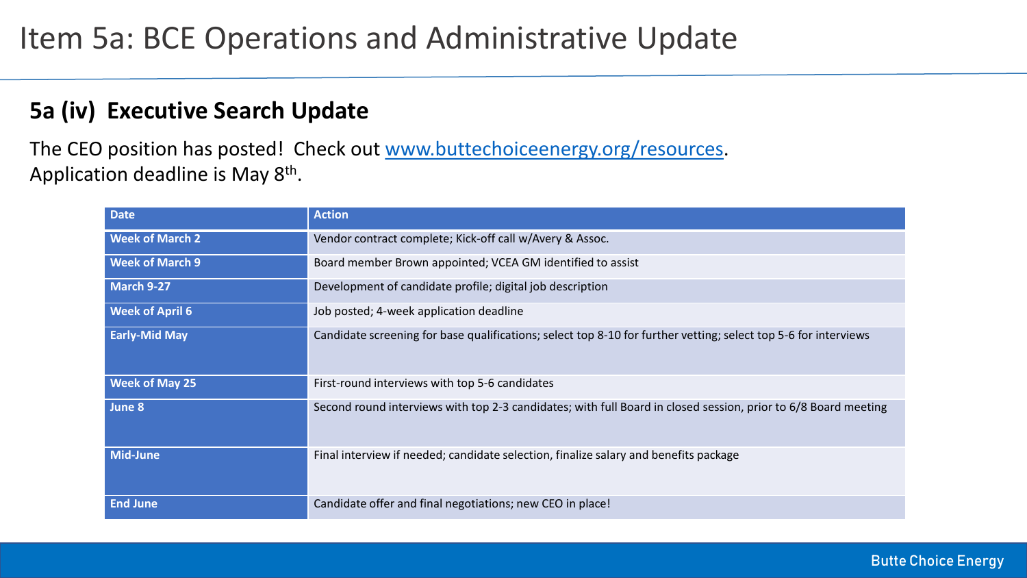# Item 5a: BCE Operations and Administrative Update

## 5a (iv) Executive Search Update

The CEO position has posted! Check out www.buttechoiceenergy.org/resources.
Application deadline is May 8th.

| Date | Action |
|---|---|
| Week of March 2 | Vendor contract complete; Kick-off call w/Avery & Assoc. |
| Week of March 9 | Board member Brown appointed; VCEA GM identified to assist |
| March 9-27 | Development of candidate profile; digital job description |
| Week of April 6 | Job posted; 4-week application deadline |
| Early-Mid May | Candidate screening for base qualifications; select top 8-10 for further vetting; select top 5-6 for interviews |
| Week of May 25 | First-round interviews with top 5-6 candidates |
| June 8 | Second round interviews with top 2-3 candidates; with full Board in closed session, prior to 6/8 Board meeting |
| Mid-June | Final interview if needed; candidate selection, finalize salary and benefits package |
| End June | Candidate offer and final negotiations; new CEO in place! |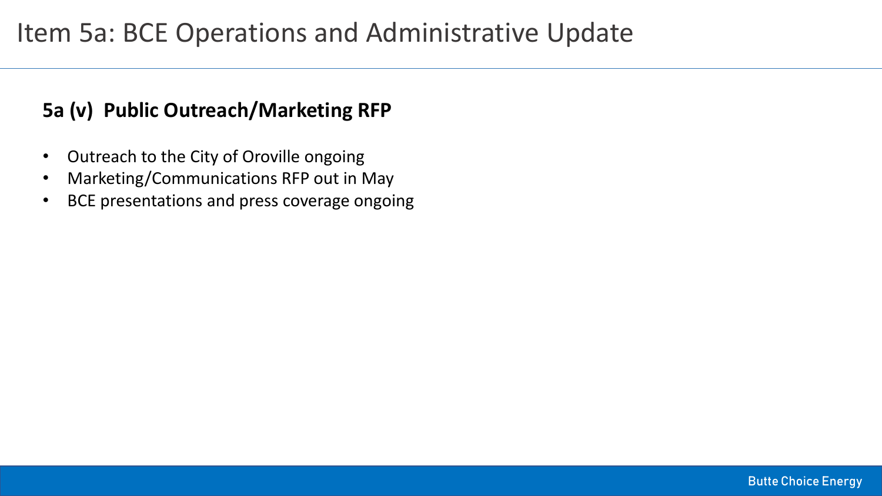# Item 5a: BCE Operations and Administrative Update

## 5a (v) Public Outreach/Marketing RFP

- Outreach to the City of Oroville ongoing
- Marketing/Communications RFP out in May
- BCE presentations and press coverage ongoing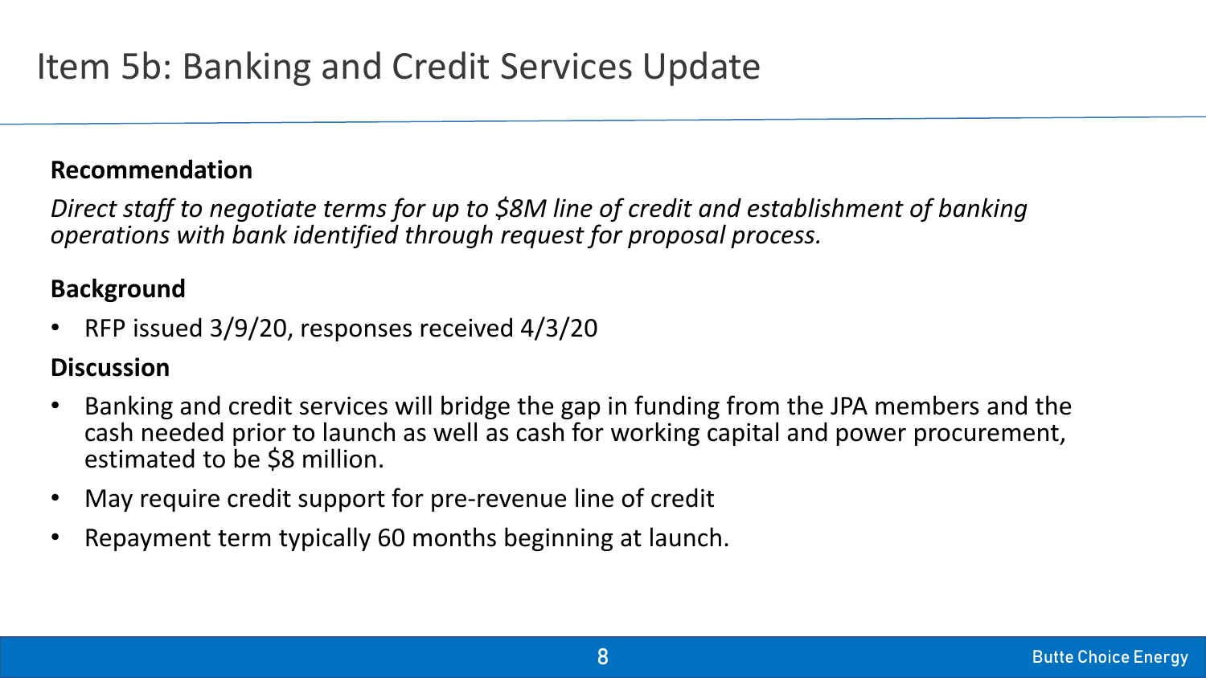# Item 5b: Banking and Credit Services Update

**Recommendation**

*Direct staff to negotiate terms for up to $8M line of credit and establishment of banking operations with bank identified through request for proposal process.*

**Background**

- RFP issued 3/9/20, responses received 4/3/20

**Discussion**

- Banking and credit services will bridge the gap in funding from the JPA members and the cash needed prior to launch as well as cash for working capital and power procurement, estimated to be $8 million.
- May require credit support for pre-revenue line of credit
- Repayment term typically 60 months beginning at launch.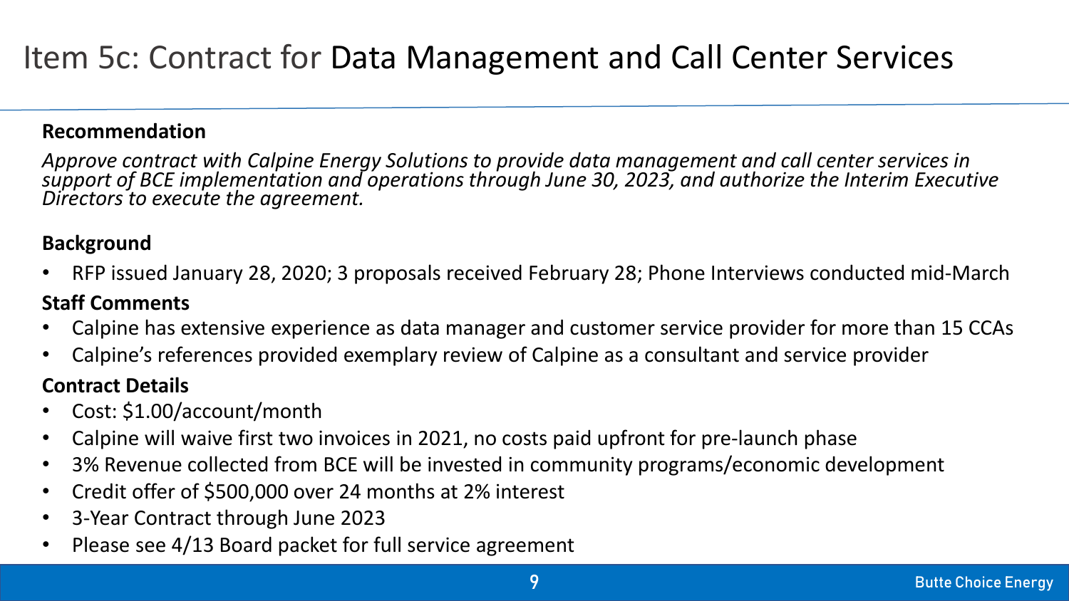# Item 5c: Contract for Data Management and Call Center Services

**Recommendation**

*Approve contract with Calpine Energy Solutions to provide data management and call center services in support of BCE implementation and operations through June 30, 2023, and authorize the Interim Executive Directors to execute the agreement.*

**Background**

- RFP issued January 28, 2020; 3 proposals received February 28; Phone Interviews conducted mid-March

**Staff Comments**

- Calpine has extensive experience as data manager and customer service provider for more than 15 CCAs
- Calpine's references provided exemplary review of Calpine as a consultant and service provider

**Contract Details**

- Cost: $1.00/account/month
- Calpine will waive first two invoices in 2021, no costs paid upfront for pre-launch phase
- 3% Revenue collected from BCE will be invested in community programs/economic development
- Credit offer of $500,000 over 24 months at 2% interest
- 3-Year Contract through June 2023
- Please see 4/13 Board packet for full service agreement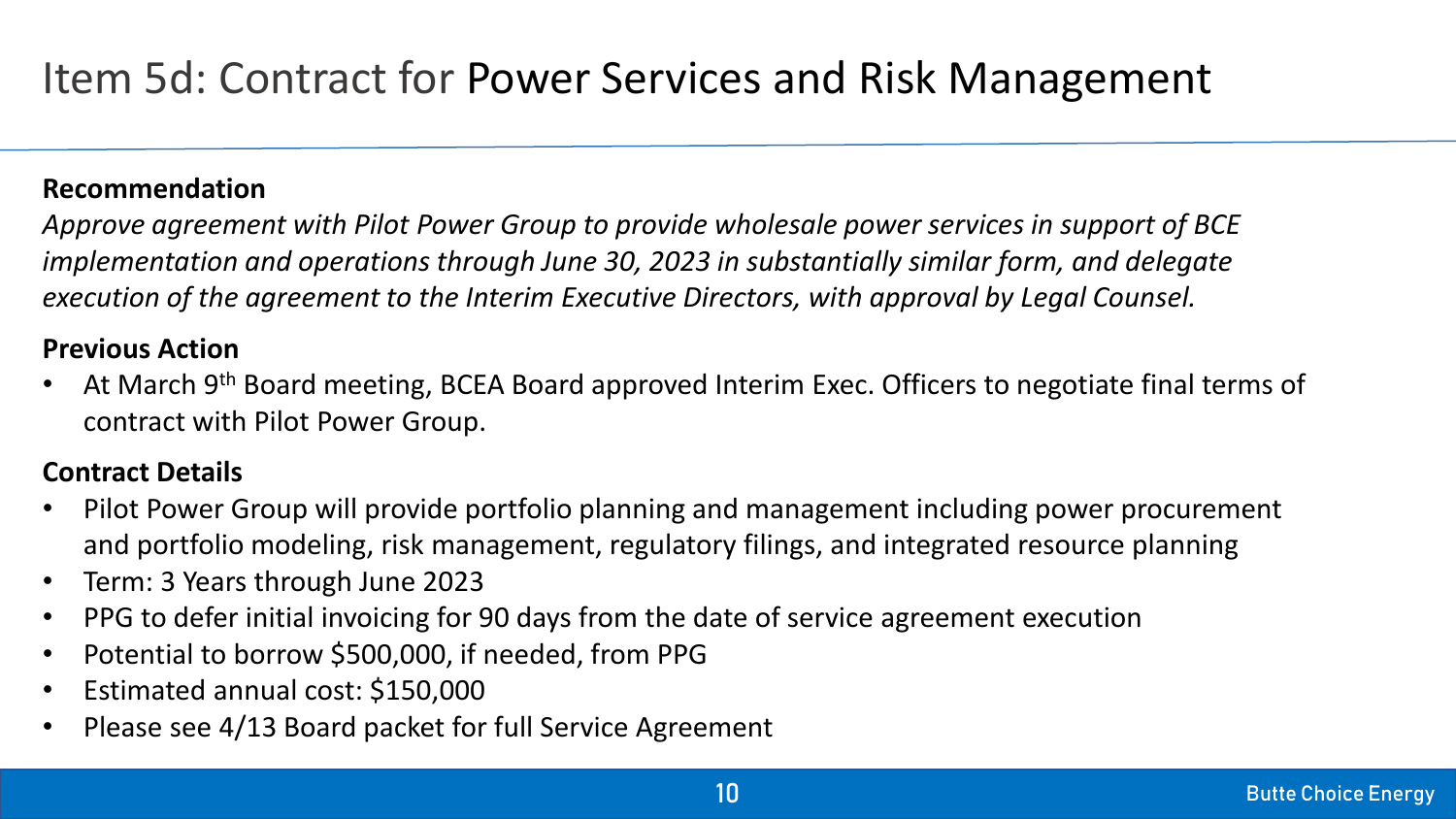# Item 5d: Contract for Power Services and Risk Management

**Recommendation**

*Approve agreement with Pilot Power Group to provide wholesale power services in support of BCE implementation and operations through June 30, 2023 in substantially similar form, and delegate execution of the agreement to the Interim Executive Directors, with approval by Legal Counsel.*

**Previous Action**

- At March 9th Board meeting, BCEA Board approved Interim Exec. Officers to negotiate final terms of contract with Pilot Power Group.

**Contract Details**

- Pilot Power Group will provide portfolio planning and management including power procurement and portfolio modeling, risk management, regulatory filings, and integrated resource planning
- Term: 3 Years through June 2023
- PPG to defer initial invoicing for 90 days from the date of service agreement execution
- Potential to borrow $500,000, if needed, from PPG
- Estimated annual cost: $150,000
- Please see 4/13 Board packet for full Service Agreement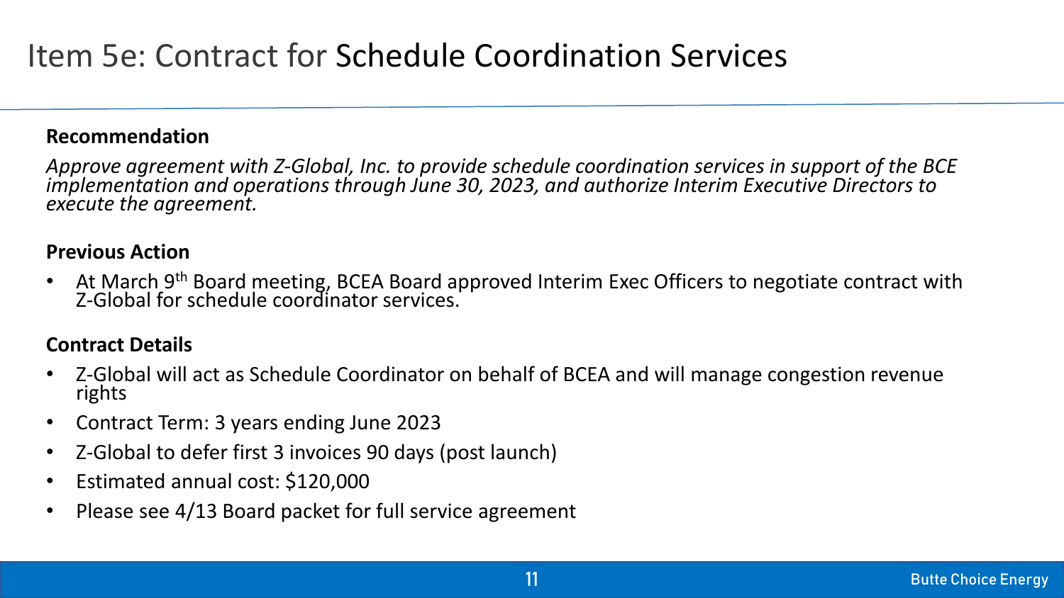# Item 5e: Contract for Schedule Coordination Services

**Recommendation**

*Approve agreement with Z-Global, Inc. to provide schedule coordination services in support of the BCE implementation and operations through June 30, 2023, and authorize Interim Executive Directors to execute the agreement.*

**Previous Action**

- At March 9th Board meeting, BCEA Board approved Interim Exec Officers to negotiate contract with Z-Global for schedule coordinator services.

**Contract Details**

- Z-Global will act as Schedule Coordinator on behalf of BCEA and will manage congestion revenue rights
- Contract Term: 3 years ending June 2023
- Z-Global to defer first 3 invoices 90 days (post launch)
- Estimated annual cost: $120,000
- Please see 4/13 Board packet for full service agreement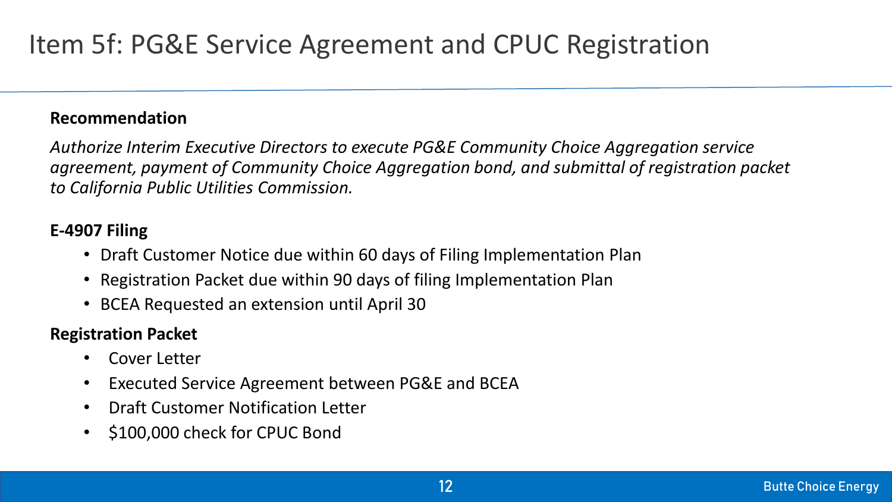# Item 5f: PG&E Service Agreement and CPUC Registration

**Recommendation**

*Authorize Interim Executive Directors to execute PG&E Community Choice Aggregation service agreement, payment of Community Choice Aggregation bond, and submittal of registration packet to California Public Utilities Commission.*

**E-4907 Filing**

- Draft Customer Notice due within 60 days of Filing Implementation Plan
- Registration Packet due within 90 days of filing Implementation Plan
- BCEA Requested an extension until April 30

**Registration Packet**

- Cover Letter
- Executed Service Agreement between PG&E and BCEA
- Draft Customer Notification Letter
- $100,000 check for CPUC Bond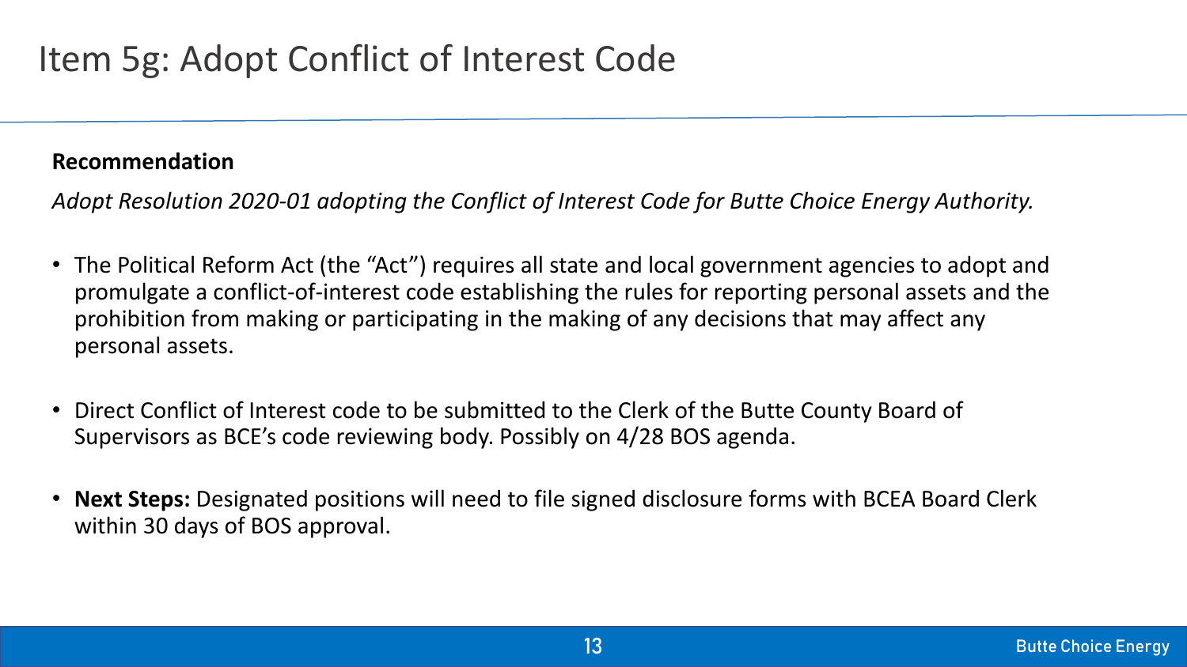# Item 5g: Adopt Conflict of Interest Code

**Recommendation**

*Adopt Resolution 2020-01 adopting the Conflict of Interest Code for Butte Choice Energy Authority.*

- The Political Reform Act (the "Act") requires all state and local government agencies to adopt and promulgate a conflict-of-interest code establishing the rules for reporting personal assets and the prohibition from making or participating in the making of any decisions that may affect any personal assets.
- Direct Conflict of Interest code to be submitted to the Clerk of the Butte County Board of Supervisors as BCE's code reviewing body. Possibly on 4/28 BOS agenda.
- **Next Steps:** Designated positions will need to file signed disclosure forms with BCEA Board Clerk within 30 days of BOS approval.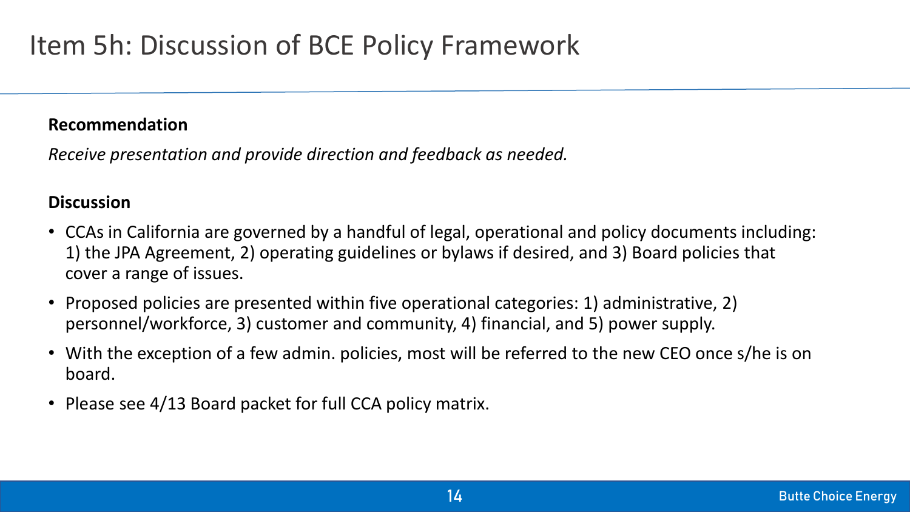# Item 5h: Discussion of BCE Policy Framework

**Recommendation**

*Receive presentation and provide direction and feedback as needed.*

**Discussion**

- CCAs in California are governed by a handful of legal, operational and policy documents including: 1) the JPA Agreement, 2) operating guidelines or bylaws if desired, and 3) Board policies that cover a range of issues.
- Proposed policies are presented within five operational categories: 1) administrative, 2) personnel/workforce, 3) customer and community, 4) financial, and 5) power supply.
- With the exception of a few admin. policies, most will be referred to the new CEO once s/he is on board.
- Please see 4/13 Board packet for full CCA policy matrix.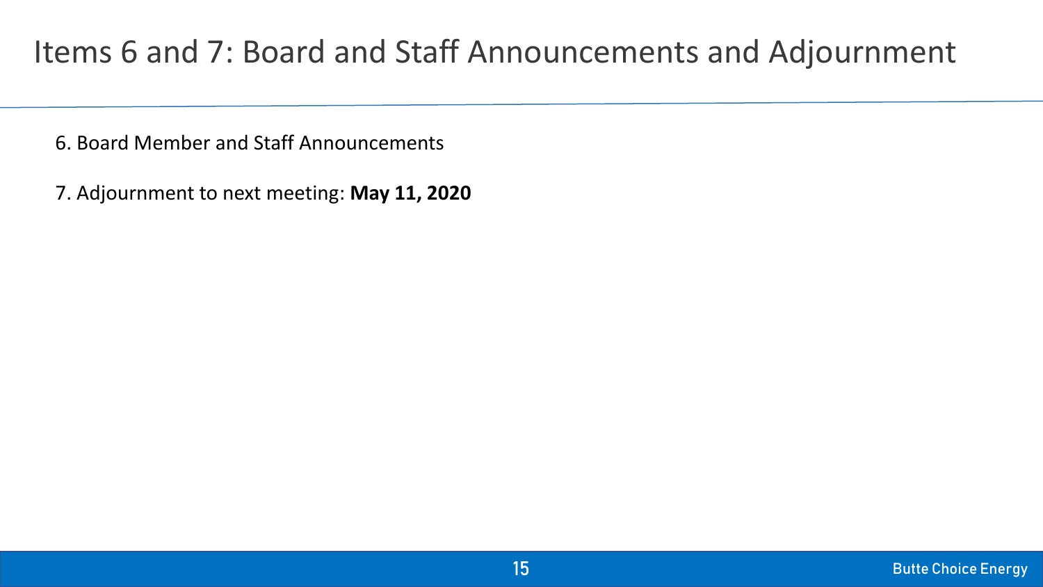# Items 6 and 7: Board and Staff Announcements and Adjournment

6. Board Member and Staff Announcements

7. Adjournment to next meeting: **May 11, 2020**